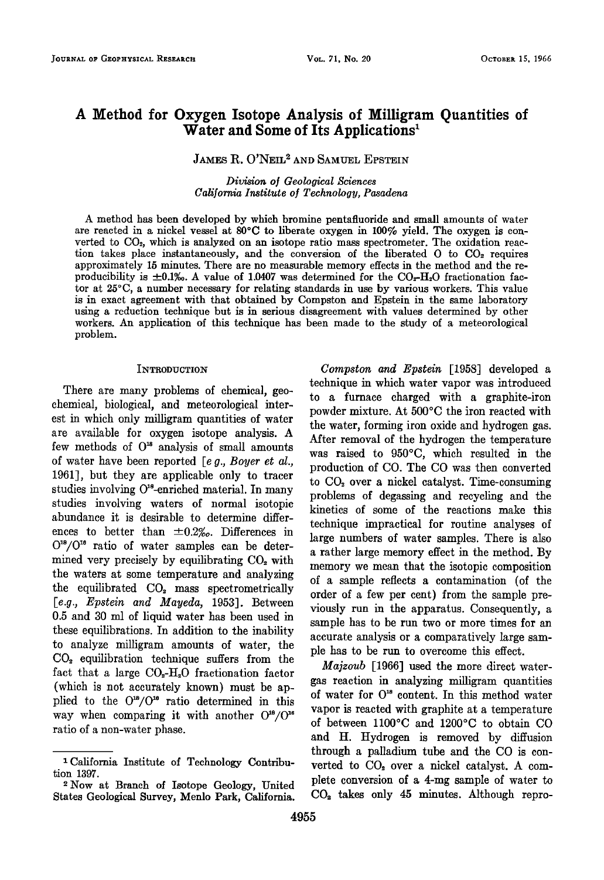# A Method for Oxygen Isotope Analysis of Milligram Quantities of Water and Some of Its Applications[1]

JAMES R. O'NEIL[2] AND SAMUEL EPSTEIN

*Division of Geological Sciences*
*California Institute of Technology, Pasadena*

A method has been developed by which bromine pentafluoride and small amounts of water are reacted in a nickel vessel at 80°C to liberate oxygen in 100% yield. The oxygen is converted to $CO_2$, which is analyzed on an isotope ratio mass spectrometer. The oxidation reaction takes place instantaneously, and the conversion of the liberated O to $CO_2$ requires approximately 15 minutes. There are no measurable memory effects in the method and the reproducibility is ±0.1‰. A value of 1.0407 was determined for the $CO_2$-$H_2O$ fractionation factor at 25°C, a number necessary for relating standards in use by various workers. This value is in exact agreement with that obtained by Compston and Epstein in the same laboratory using a reduction technique but is in serious disagreement with values determined by other workers. An application of this technique has been made to the study of a meteorological problem.

## INTRODUCTION

There are many problems of chemical, geochemical, biological, and meteorological interest in which only milligram quantities of water are available for oxygen isotope analysis. A few methods of $O^{18}$ analysis of small amounts of water have been reported [*e.g., Boyer et al.,* 1961], but they are applicable only to tracer studies involving $O^{18}$-enriched material. In many studies involving waters of normal isotopic abundance it is desirable to determine differences to better than ±0.2‰. Differences in $O^{18}/O^{16}$ ratio of water samples can be determined very precisely by equilibrating $CO_2$ with the waters at some temperature and analyzing the equilibrated $CO_2$ mass spectrometrically [*e.g., Epstein and Mayeda,* 1953]. Between 0.5 and 30 ml of liquid water has been used in these equilibrations. In addition to the inability to analyze milligram amounts of water, the $CO_2$ equilibration technique suffers from the fact that a large $CO_2$-$H_2O$ fractionation factor (which is not accurately known) must be applied to the $O^{18}/O^{16}$ ratio determined in this way when comparing it with another $O^{18}/O^{16}$ ratio of a non-water phase.

*Compston and Epstein* [1958] developed a technique in which water vapor was introduced to a furnace charged with a graphite-iron powder mixture. At 500°C the iron reacted with the water, forming iron oxide and hydrogen gas. After removal of the hydrogen the temperature was raised to 950°C, which resulted in the production of CO. The CO was then converted to $CO_2$ over a nickel catalyst. Time-consuming problems of degassing and recycling and the kinetics of some of the reactions make this technique impractical for routine analyses of large numbers of water samples. There is also a rather large memory effect in the method. By memory we mean that the isotopic composition of a sample reflects a contamination (of the order of a few per cent) from the sample previously run in the apparatus. Consequently, a sample has to be run two or more times for an accurate analysis or a comparatively large sample has to be run to overcome this effect.

*Majzoub* [1966] used the more direct water-gas reaction in analyzing milligram quantities of water for $O^{18}$ content. In this method water vapor is reacted with graphite at a temperature of between 1100°C and 1200°C to obtain CO and H. Hydrogen is removed by diffusion through a palladium tube and the CO is converted to $CO_2$ over a nickel catalyst. A complete conversion of a 4-mg sample of water to $CO_2$ takes only 45 minutes. Although repro-

[1] California Institute of Technology Contribution 1397.

[2] Now at Branch of Isotope Geology, United States Geological Survey, Menlo Park, California.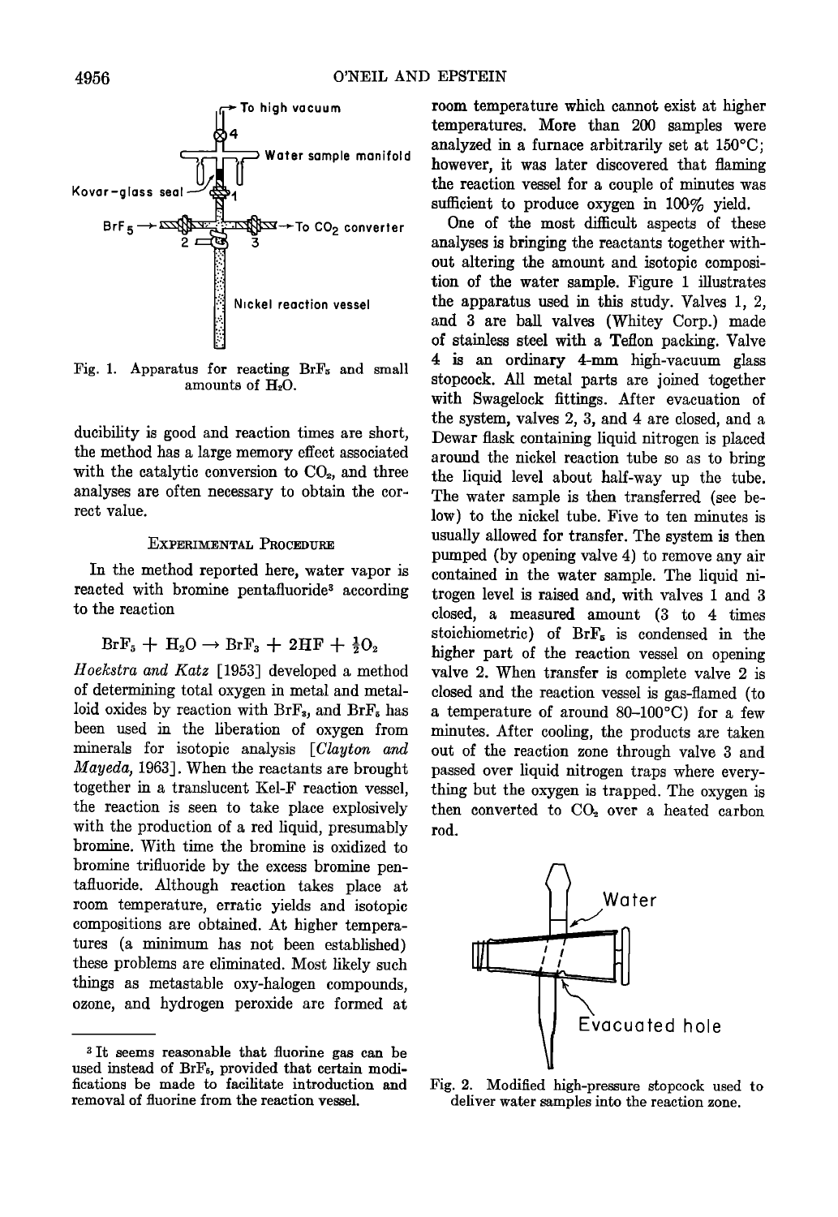Fig. 1. Apparatus for reacting $BrF_5$ and small amounts of $H_2O$.

ducibility is good and reaction times are short, the method has a large memory effect associated with the catalytic conversion to $CO_2$, and three analyses are often necessary to obtain the correct value.

## Experimental Procedure

In the method reported here, water vapor is reacted with bromine pentafluoride[3] according to the reaction

$$BrF_5 + H_2O \rightarrow BrF_3 + 2HF + \tfrac{1}{2}O_2$$

*Hoekstra and Katz* [1953] developed a method of determining total oxygen in metal and metalloid oxides by reaction with $BrF_3$, and $BrF_5$ has been used in the liberation of oxygen from minerals for isotopic analysis [*Clayton and Mayeda*, 1963]. When the reactants are brought together in a translucent Kel-F reaction vessel, the reaction is seen to take place explosively with the production of a red liquid, presumably bromine. With time the bromine is oxidized to bromine trifluoride by the excess bromine pentafluoride. Although reaction takes place at room temperature, erratic yields and isotopic compositions are obtained. At higher temperatures (a minimum has not been established) these problems are eliminated. Most likely such things as metastable oxy-halogen compounds, ozone, and hydrogen peroxide are formed at room temperature which cannot exist at higher temperatures. More than 200 samples were analyzed in a furnace arbitrarily set at 150°C; however, it was later discovered that flaming the reaction vessel for a couple of minutes was sufficient to produce oxygen in 100% yield.

One of the most difficult aspects of these analyses is bringing the reactants together without altering the amount and isotopic composition of the water sample. Figure 1 illustrates the apparatus used in this study. Valves 1, 2, and 3 are ball valves (Whitey Corp.) made of stainless steel with a Teflon packing. Valve 4 is an ordinary 4-mm high-vacuum glass stopcock. All metal parts are joined together with Swagelock fittings. After evacuation of the system, valves 2, 3, and 4 are closed, and a Dewar flask containing liquid nitrogen is placed around the nickel reaction tube so as to bring the liquid level about half-way up the tube. The water sample is then transferred (see below) to the nickel tube. Five to ten minutes is usually allowed for transfer. The system is then pumped (by opening valve 4) to remove any air contained in the water sample. The liquid nitrogen level is raised and, with valves 1 and 3 closed, a measured amount (3 to 4 times stoichiometric) of $BrF_5$ is condensed in the higher part of the reaction vessel on opening valve 2. When transfer is complete valve 2 is closed and the reaction vessel is gas-flamed (to a temperature of around 80–100°C) for a few minutes. After cooling, the products are taken out of the reaction zone through valve 3 and passed over liquid nitrogen traps where everything but the oxygen is trapped. The oxygen is then converted to $CO_2$ over a heated carbon rod.

Fig. 2. Modified high-pressure stopcock used to deliver water samples into the reaction zone.

---

[3] It seems reasonable that fluorine gas can be used instead of $BrF_5$, provided that certain modifications be made to facilitate introduction and removal of fluorine from the reaction vessel.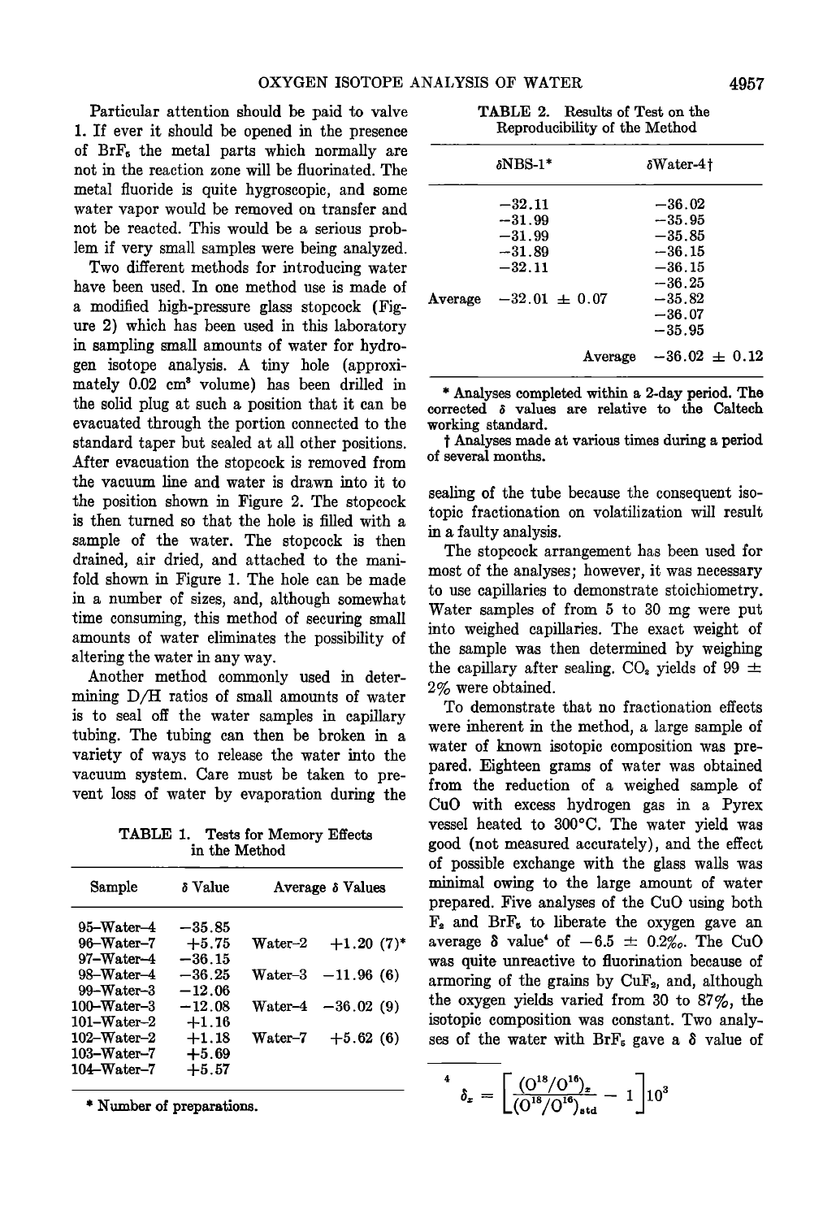Particular attention should be paid to valve 1. If ever it should be opened in the presence of $BrF_5$ the metal parts which normally are not in the reaction zone will be fluorinated. The metal fluoride is quite hygroscopic, and some water vapor would be removed on transfer and not be reacted. This would be a serious problem if very small samples were being analyzed.

Two different methods for introducing water have been used. In one method use is made of a modified high-pressure glass stopcock (Figure 2) which has been used in this laboratory in sampling small amounts of water for hydrogen isotope analysis. A tiny hole (approximately 0.02 $cm^3$ volume) has been drilled in the solid plug at such a position that it can be evacuated through the portion connected to the standard taper but sealed at all other positions. After evacuation the stopcock is removed from the vacuum line and water is drawn into it to the position shown in Figure 2. The stopcock is then turned so that the hole is filled with a sample of the water. The stopcock is then drained, air dried, and attached to the manifold shown in Figure 1. The hole can be made in a number of sizes, and, although somewhat time consuming, this method of securing small amounts of water eliminates the possibility of altering the water in any way.

Another method commonly used in determining D/H ratios of small amounts of water is to seal off the water samples in capillary tubing. The tubing can then be broken in a variety of ways to release the water into the vacuum system. Care must be taken to prevent loss of water by evaporation during the sealing of the tube because the consequent isotopic fractionation on volatilization will result in a faulty analysis.

TABLE 1. Tests for Memory Effects in the Method

| Sample | δ Value | Average δ Values | |
|---|---|---|---|
| 95–Water–4 | −35.85 | | |
| 96–Water–7 | +5.75 | Water–2 | +1.20 (7)* |
| 97–Water–4 | −36.15 | | |
| 98–Water–4 | −36.25 | Water–3 | −11.96 (6) |
| 99–Water–3 | −12.06 | | |
| 100–Water–3 | −12.08 | Water–4 | −36.02 (9) |
| 101–Water–2 | +1.16 | | |
| 102–Water–2 | +1.18 | Water–7 | +5.62 (6) |
| 103–Water–7 | +5.69 | | |
| 104–Water–7 | +5.57 | | |

\* Number of preparations.

TABLE 2. Results of Test on the Reproducibility of the Method

| | δNBS-1* | δWater-4† |
|---|---|---|
| | −32.11 | −36.02 |
| | −31.99 | −35.95 |
| | −31.99 | −35.85 |
| | −31.89 | −36.15 |
| | −32.11 | −36.15 |
| | | −36.25 |
| Average | −32.01 ± 0.07 | −35.82 |
| | | −36.07 |
| | | −35.95 |
| Average | | −36.02 ± 0.12 |

\* Analyses completed within a 2-day period. The corrected δ values are relative to the Caltech working standard.

† Analyses made at various times during a period of several months.

The stopcock arrangement has been used for most of the analyses; however, it was necessary to use capillaries to demonstrate stoichiometry. Water samples of from 5 to 30 mg were put into weighed capillaries. The exact weight of the sample was then determined by weighing the capillary after sealing. $CO_2$ yields of 99 ± 2% were obtained.

To demonstrate that no fractionation effects were inherent in the method, a large sample of water of known isotopic composition was prepared. Eighteen grams of water was obtained from the reduction of a weighed sample of CuO with excess hydrogen gas in a Pyrex vessel heated to 300°C. The water yield was good (not measured accurately), and the effect of possible exchange with the glass walls was minimal owing to the large amount of water prepared. Five analyses of the CuO using both $F_2$ and $BrF_5$ to liberate the oxygen gave an average δ value[4] of −6.5 ± 0.2‰. The CuO was quite unreactive to fluorination because of armoring of the grains by $CuF_2$, and, although the oxygen yields varied from 30 to 87%, the isotopic composition was constant. Two analyses of the water with $BrF_5$ gave a δ value of

[4] $$\delta_x = \left[\frac{(O^{18}/O^{16})_x}{(O^{18}/O^{16})_{std}} - 1\right]10^3$$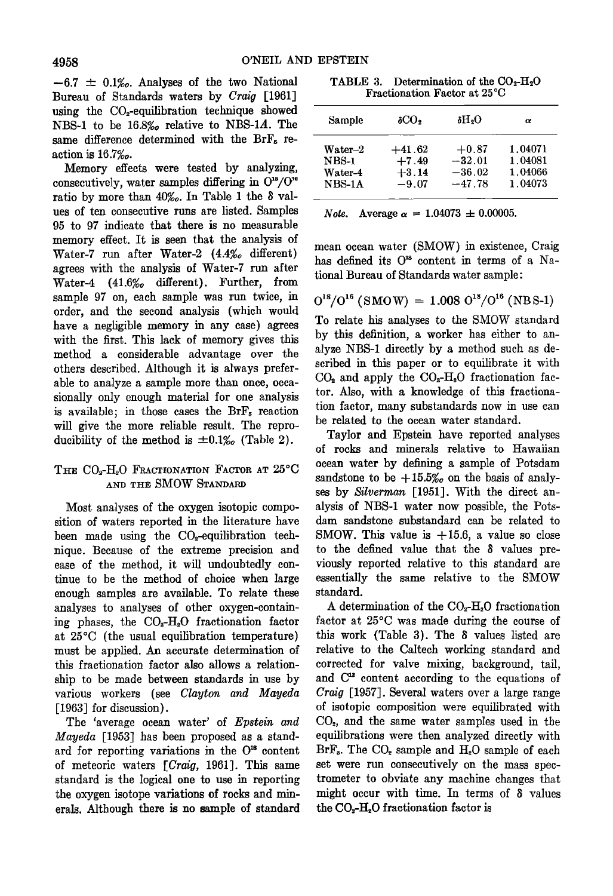$-6.7 \pm 0.1‰$. Analyses of the two National Bureau of Standards waters by *Craig* [1961] using the $CO_2$-equilibration technique showed NBS-1 to be 16.8‰ relative to NBS-1*A*. The same difference determined with the $BrF_5$ reaction is 16.7‰.

Memory effects were tested by analyzing, consecutively, water samples differing in $O^{18}/O^{16}$ ratio by more than 40‰. In Table 1 the $\delta$ values of ten consecutive runs are listed. Samples 95 to 97 indicate that there is no measurable memory effect. It is seen that the analysis of Water-7 run after Water-2 (4.4‰ different) agrees with the analysis of Water-7 run after Water-4 (41.6‰ different). Further, from sample 97 on, each sample was run twice, in order, and the second analysis (which would have a negligible memory in any case) agrees with the first. This lack of memory gives this method a considerable advantage over the others described. Although it is always preferable to analyze a sample more than once, occasionally only enough material for one analysis is available; in those cases the $BrF_5$ reaction will give the more reliable result. The reproducibility of the method is $\pm 0.1‰$ (Table 2).

## The $CO_2$-$H_2O$ Fractionation Factor at 25°C and the SMOW Standard

Most analyses of the oxygen isotopic composition of waters reported in the literature have been made using the $CO_2$-equilibration technique. Because of the extreme precision and ease of the method, it will undoubtedly continue to be the method of choice when large enough samples are available. To relate these analyses to analyses of other oxygen-containing phases, the $CO_2$-$H_2O$ fractionation factor at 25°C (the usual equilibration temperature) must be applied. An accurate determination of this fractionation factor also allows a relationship to be made between standards in use by various workers (see *Clayton and Mayeda* [1963] for discussion).

The 'average ocean water' of *Epstein and Mayeda* [1953] has been proposed as a standard for reporting variations in the $O^{18}$ content of meteoric waters [*Craig*, 1961]. This same standard is the logical one to use in reporting the oxygen isotope variations of rocks and minerals. Although there is no sample of standard mean ocean water (SMOW) in existence, Craig has defined its $O^{18}$ content in terms of a National Bureau of Standards water sample:

$$O^{18}/O^{16}\ (\text{SMOW}) = 1.008\ O^{18}/O^{16}\ (\text{NBS-1})$$

To relate his analyses to the SMOW standard by this definition, a worker has either to analyze NBS-1 directly by a method such as described in this paper or to equilibrate it with $CO_2$ and apply the $CO_2$-$H_2O$ fractionation factor. Also, with a knowledge of this fractionation factor, many substandards now in use can be related to the ocean water standard.

Taylor and Epstein have reported analyses of rocks and minerals relative to Hawaiian ocean water by defining a sample of Potsdam sandstone to be +15.5‰ on the basis of analyses by *Silverman* [1951]. With the direct analysis of NBS-1 water now possible, the Potsdam sandstone substandard can be related to SMOW. This value is +15.6, a value so close to the defined value that the $\delta$ values previously reported relative to this standard are essentially the same relative to the SMOW standard.

A determination of the $CO_2$-$H_2O$ fractionation factor at 25°C was made during the course of this work (Table 3). The $\delta$ values listed are relative to the Caltech working standard and corrected for valve mixing, background, tail, and $C^{13}$ content according to the equations of *Craig* [1957]. Several waters over a large range of isotopic composition were equilibrated with $CO_2$, and the same water samples used in the equilibrations were then analyzed directly with $BrF_5$. The $CO_2$ sample and $H_2O$ sample of each set were run consecutively on the mass spectrometer to obviate any machine changes that might occur with time. In terms of $\delta$ values the $CO_2$-$H_2O$ fractionation factor is

TABLE 3. Determination of the $CO_2$-$H_2O$ Fractionation Factor at 25°C

| Sample | $\delta CO_2$ | $\delta H_2O$ | $\alpha$ |
|---|---|---|---|
| Water-2 | +41.62 | +0.87 | 1.04071 |
| NBS-1 | +7.49 | −32.01 | 1.04081 |
| Water-4 | +3.14 | −36.02 | 1.04066 |
| NBS-1A | −9.07 | −47.78 | 1.04073 |

*Note.* Average $\alpha = 1.04073 \pm 0.00005$.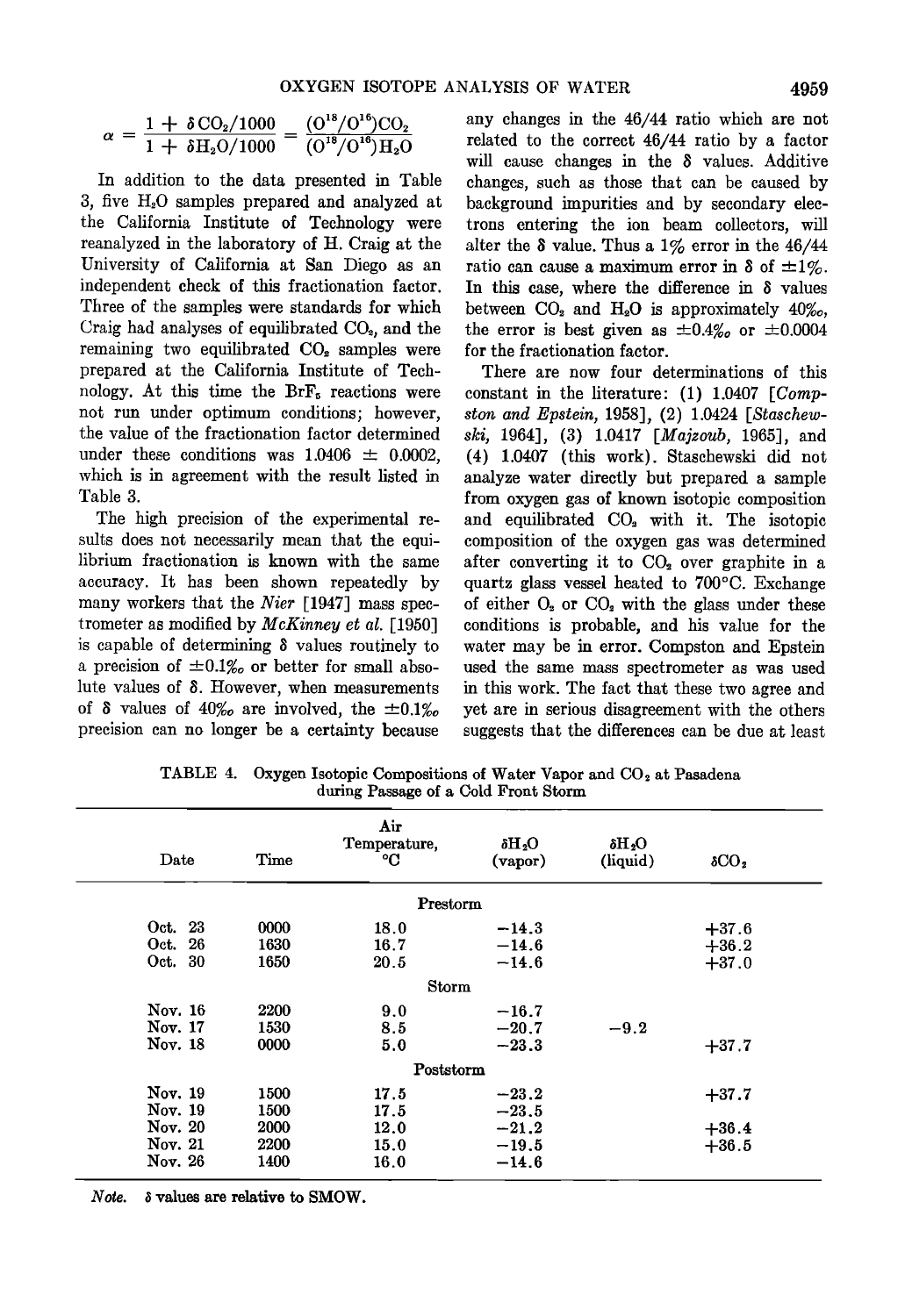$$\alpha = \frac{1 + \delta CO_2/1000}{1 + \delta H_2O/1000} = \frac{(O^{18}/O^{16})CO_2}{(O^{18}/O^{16})H_2O}$$

In addition to the data presented in Table 3, five $H_2O$ samples prepared and analyzed at the California Institute of Technology were reanalyzed in the laboratory of H. Craig at the University of California at San Diego as an independent check of this fractionation factor. Three of the samples were standards for which Craig had analyses of equilibrated $CO_2$, and the remaining two equilibrated $CO_2$ samples were prepared at the California Institute of Technology. At this time the $BrF_5$ reactions were not run under optimum conditions; however, the value of the fractionation factor determined under these conditions was 1.0406 ± 0.0002, which is in agreement with the result listed in Table 3.

The high precision of the experimental results does not necessarily mean that the equilibrium fractionation is known with the same accuracy. It has been shown repeatedly by many workers that the *Nier* [1947] mass spectrometer as modified by *McKinney et al.* [1950] is capable of determining δ values routinely to a precision of ±0.1‰ or better for small absolute values of δ. However, when measurements of δ values of 40‰ are involved, the ±0.1‰ precision can no longer be a certainty because any changes in the 46/44 ratio which are not related to the correct 46/44 ratio by a factor will cause changes in the δ values. Additive changes, such as those that can be caused by background impurities and by secondary electrons entering the ion beam collectors, will alter the δ value. Thus a 1% error in the 46/44 ratio can cause a maximum error in δ of ±1%. In this case, where the difference in δ values between $CO_2$ and $H_2O$ is approximately 40‰, the error is best given as ±0.4‰ or ±0.0004 for the fractionation factor.

There are now four determinations of this constant in the literature: (1) 1.0407 [*Compston and Epstein*, 1958], (2) 1.0424 [*Staschewski*, 1964], (3) 1.0417 [*Majzoub*, 1965], and (4) 1.0407 (this work). Staschewski did not analyze water directly but prepared a sample from oxygen gas of known isotopic composition and equilibrated $CO_2$ with it. The isotopic composition of the oxygen gas was determined after converting it to $CO_2$ over graphite in a quartz glass vessel heated to 700°C. Exchange of either $O_2$ or $CO_2$ with the glass under these conditions is probable, and his value for the water may be in error. Compston and Epstein used the same mass spectrometer as was used in this work. The fact that these two agree and yet are in serious disagreement with the others suggests that the differences can be due at least

TABLE 4. Oxygen Isotopic Compositions of Water Vapor and $CO_2$ at Pasadena during Passage of a Cold Front Storm

| Date | Time | Air Temperature, °C | $\delta H_2O$ (vapor) | $\delta H_2O$ (liquid) | $\delta CO_2$ |
|---|---|---|---|---|---|
| | | Prestorm | | | |
| Oct. 23 | 0000 | 18.0 | −14.3 | | +37.6 |
| Oct. 26 | 1630 | 16.7 | −14.6 | | +36.2 |
| Oct. 30 | 1650 | 20.5 | −14.6 | | +37.0 |
| | | Storm | | | |
| Nov. 16 | 2200 | 9.0 | −16.7 | | |
| Nov. 17 | 1530 | 8.5 | −20.7 | −9.2 | |
| Nov. 18 | 0000 | 5.0 | −23.3 | | +37.7 |
| | | Poststorm | | | |
| Nov. 19 | 1500 | 17.5 | −23.2 | | +37.7 |
| Nov. 19 | 1500 | 17.5 | −23.5 | | |
| Nov. 20 | 2000 | 12.0 | −21.2 | | +36.4 |
| Nov. 21 | 2200 | 15.0 | −19.5 | | +36.5 |
| Nov. 26 | 1400 | 16.0 | −14.6 | | |

*Note.* δ values are relative to SMOW.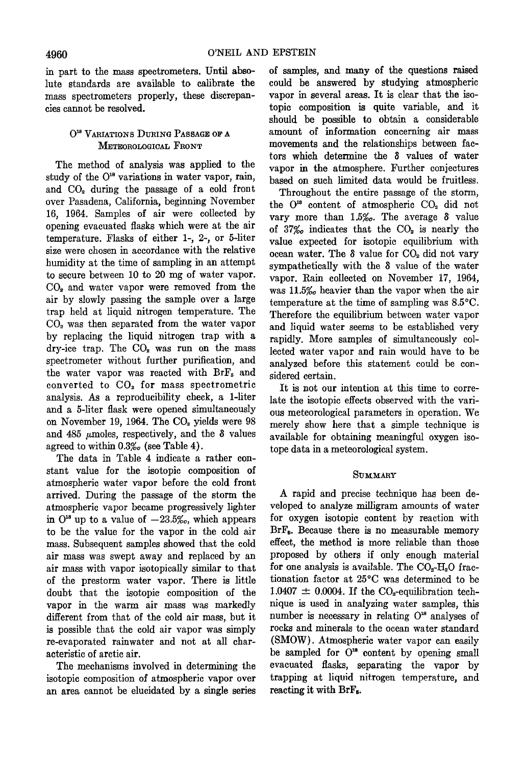in part to the mass spectrometers. Until absolute standards are available to calibrate the mass spectrometers properly, these discrepancies cannot be resolved.

### $O^{18}$ Variations During Passage of a Meteorological Front

The method of analysis was applied to the study of the $O^{18}$ variations in water vapor, rain, and $CO_2$ during the passage of a cold front over Pasadena, California, beginning November 16, 1964. Samples of air were collected by opening evacuated flasks which were at the air temperature. Flasks of either 1-, 2-, or 5-liter size were chosen in accordance with the relative humidity at the time of sampling in an attempt to secure between 10 to 20 mg of water vapor. $CO_2$ and water vapor were removed from the air by slowly passing the sample over a large trap held at liquid nitrogen temperature. The $CO_2$ was then separated from the water vapor by replacing the liquid nitrogen trap with a dry-ice trap. The $CO_2$ was run on the mass spectrometer without further purification, and the water vapor was reacted with $BrF_5$ and converted to $CO_2$ for mass spectrometric analysis. As a reproducibility check, a 1-liter and a 5-liter flask were opened simultaneously on November 19, 1964. The $CO_2$ yields were 98 and 485 $\mu$moles, respectively, and the $\delta$ values agreed to within 0.3‰ (see Table 4).

The data in Table 4 indicate a rather constant value for the isotopic composition of atmospheric water vapor before the cold front arrived. During the passage of the storm the atmospheric vapor became progressively lighter in $O^{18}$ up to a value of −23.5‰, which appears to be the value for the vapor in the cold air mass. Subsequent samples showed that the cold air mass was swept away and replaced by an air mass with vapor isotopically similar to that of the prestorm water vapor. There is little doubt that the isotopic composition of the vapor in the warm air mass was markedly different from that of the cold air mass, but it is possible that the cold air vapor was simply re-evaporated rainwater and not at all characteristic of arctic air.

The mechanisms involved in determining the isotopic composition of atmospheric vapor over an area cannot be elucidated by a single series of samples, and many of the questions raised could be answered by studying atmospheric vapor in several areas. It is clear that the isotopic composition is quite variable, and it should be possible to obtain a considerable amount of information concerning air mass movements and the relationships between factors which determine the $\delta$ values of water vapor in the atmosphere. Further conjectures based on such limited data would be fruitless.

Throughout the entire passage of the storm, the $O^{18}$ content of atmospheric $CO_2$ did not vary more than 1.5‰. The average $\delta$ value of 37‰ indicates that the $CO_2$ is nearly the value expected for isotopic equilibrium with ocean water. The $\delta$ value for $CO_2$ did not vary sympathetically with the $\delta$ value of the water vapor. Rain collected on November 17, 1964, was 11.5‰ heavier than the vapor when the air temperature at the time of sampling was 8.5°C. Therefore the equilibrium between water vapor and liquid water seems to be established very rapidly. More samples of simultaneously collected water vapor and rain would have to be analyzed before this statement could be considered certain.

It is not our intention at this time to correlate the isotopic effects observed with the various meteorological parameters in operation. We merely show here that a simple technique is available for obtaining meaningful oxygen isotope data in a meteorological system.

### Summary

A rapid and precise technique has been developed to analyze milligram amounts of water for oxygen isotopic content by reaction with $BrF_5$. Because there is no measurable memory effect, the method is more reliable than those proposed by others if only enough material for one analysis is available. The $CO_2$-$H_2O$ fractionation factor at 25°C was determined to be 1.0407 ± 0.0004. If the $CO_2$-equilibration technique is used in analyzing water samples, this number is necessary in relating $O^{18}$ analyses of rocks and minerals to the ocean water standard (SMOW). Atmospheric water vapor can easily be sampled for $O^{18}$ content by opening small evacuated flasks, separating the vapor by trapping at liquid nitrogen temperature, and reacting it with $BrF_5$.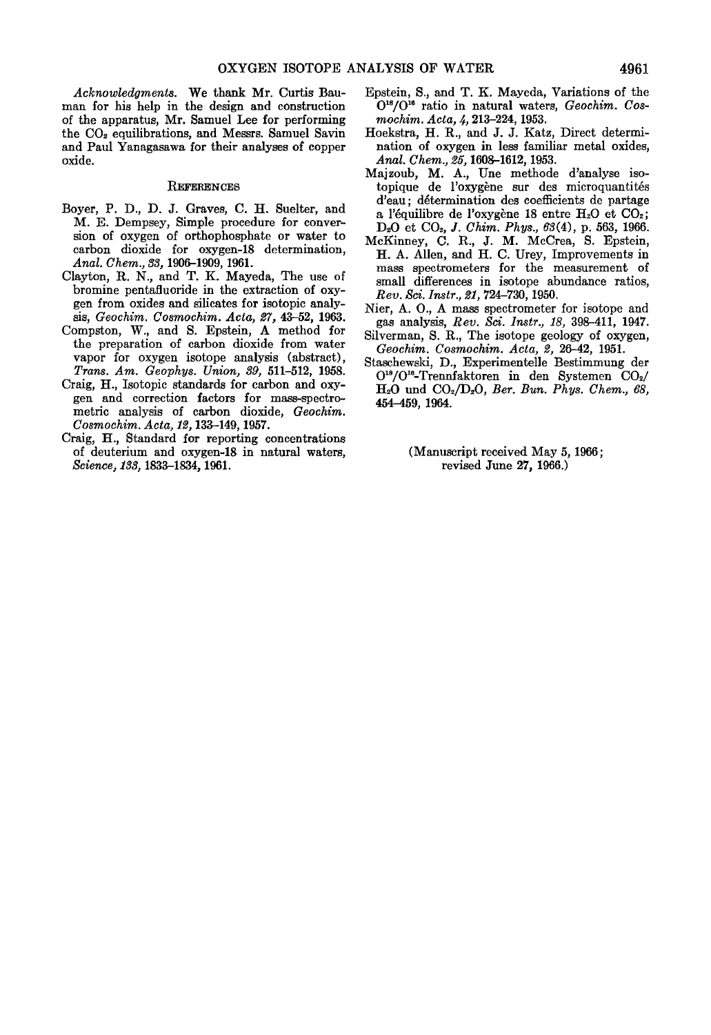*Acknowledgments.* We thank Mr. Curtis Bauman for his help in the design and construction of the apparatus, Mr. Samuel Lee for performing the $CO_2$ equilibrations, and Messrs. Samuel Savin and Paul Yanagasawa for their analyses of copper oxide.

## References

Boyer, P. D., D. J. Graves, C. H. Suelter, and M. E. Dempsey, Simple procedure for conversion of oxygen of orthophosphate or water to carbon dioxide for oxygen-18 determination, *Anal. Chem., 33,* 1906–1909, 1961.

Clayton, R. N., and T. K. Mayeda, The use of bromine pentafluoride in the extraction of oxygen from oxides and silicates for isotopic analysis, *Geochim. Cosmochim. Acta, 27,* 43–52, 1963.

Compston, W., and S. Epstein, A method for the preparation of carbon dioxide from water vapor for oxygen isotope analysis (abstract), *Trans. Am. Geophys. Union, 39,* 511–512, 1958.

Craig, H., Isotopic standards for carbon and oxygen and correction factors for mass-spectrometric analysis of carbon dioxide, *Geochim. Cosmochim. Acta, 12,* 133–149, 1957.

Craig, H., Standard for reporting concentrations of deuterium and oxygen-18 in natural waters, *Science, 133,* 1833–1834, 1961.

Epstein, S., and T. K. Mayeda, Variations of the $O^{18}/O^{16}$ ratio in natural waters, *Geochim. Cosmochim. Acta, 4,* 213–224, 1953.

Hoekstra, H. R., and J. J. Katz, Direct determination of oxygen in less familiar metal oxides, *Anal. Chem., 25,* 1608–1612, 1953.

Majzoub, M. A., Une methode d'analyse isotopique de l'oxygène sur des microquantités d'eau; détermination des coefficients de partage a l'équilibre de l'oxygène 18 entre $H_2O$ et $CO_2$; $D_2O$ et $CO_2$, *J. Chim. Phys., 63*(4), p. 563, 1966.

McKinney, C. R., J. M. McCrea, S. Epstein, H. A. Allen, and H. C. Urey, Improvements in mass spectrometers for the measurement of small differences in isotope abundance ratios, *Rev. Sci. Instr., 21,* 724–730, 1950.

Nier, A. O., A mass spectrometer for isotope and gas analysis, *Rev. Sci. Instr., 18,* 398–411, 1947.

Silverman, S. R., The isotope geology of oxygen, *Geochim. Cosmochim. Acta, 2,* 26–42, 1951.

Staschewski, D., Experimentelle Bestimmung der $O^{18}/O^{16}$-Trennfaktoren in den Systemen $CO_2$/$H_2O$ und $CO_2$/$D_2O$, *Ber. Bun. Phys. Chem., 68,* 454–459, 1964.

(Manuscript received May 5, 1966; revised June 27, 1966.)